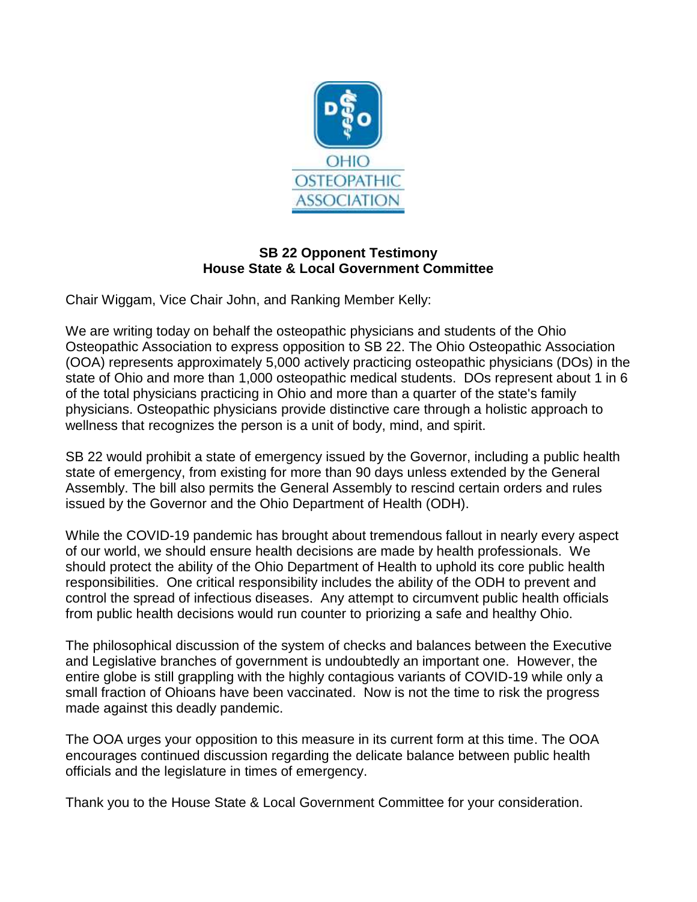OHIO OSTEOPATHIC ASSOCIATION

**SB 22 Opponent Testimony**
**House State & Local Government Committee**

Chair Wiggam, Vice Chair John, and Ranking Member Kelly:

We are writing today on behalf the osteopathic physicians and students of the Ohio Osteopathic Association to express opposition to SB 22. The Ohio Osteopathic Association (OOA) represents approximately 5,000 actively practicing osteopathic physicians (DOs) in the state of Ohio and more than 1,000 osteopathic medical students. DOs represent about 1 in 6 of the total physicians practicing in Ohio and more than a quarter of the state's family physicians. Osteopathic physicians provide distinctive care through a holistic approach to wellness that recognizes the person is a unit of body, mind, and spirit.

SB 22 would prohibit a state of emergency issued by the Governor, including a public health state of emergency, from existing for more than 90 days unless extended by the General Assembly. The bill also permits the General Assembly to rescind certain orders and rules issued by the Governor and the Ohio Department of Health (ODH).

While the COVID-19 pandemic has brought about tremendous fallout in nearly every aspect of our world, we should ensure health decisions are made by health professionals. We should protect the ability of the Ohio Department of Health to uphold its core public health responsibilities. One critical responsibility includes the ability of the ODH to prevent and control the spread of infectious diseases. Any attempt to circumvent public health officials from public health decisions would run counter to priorizing a safe and healthy Ohio.

The philosophical discussion of the system of checks and balances between the Executive and Legislative branches of government is undoubtedly an important one. However, the entire globe is still grappling with the highly contagious variants of COVID-19 while only a small fraction of Ohioans have been vaccinated. Now is not the time to risk the progress made against this deadly pandemic.

The OOA urges your opposition to this measure in its current form at this time. The OOA encourages continued discussion regarding the delicate balance between public health officials and the legislature in times of emergency.

Thank you to the House State & Local Government Committee for your consideration.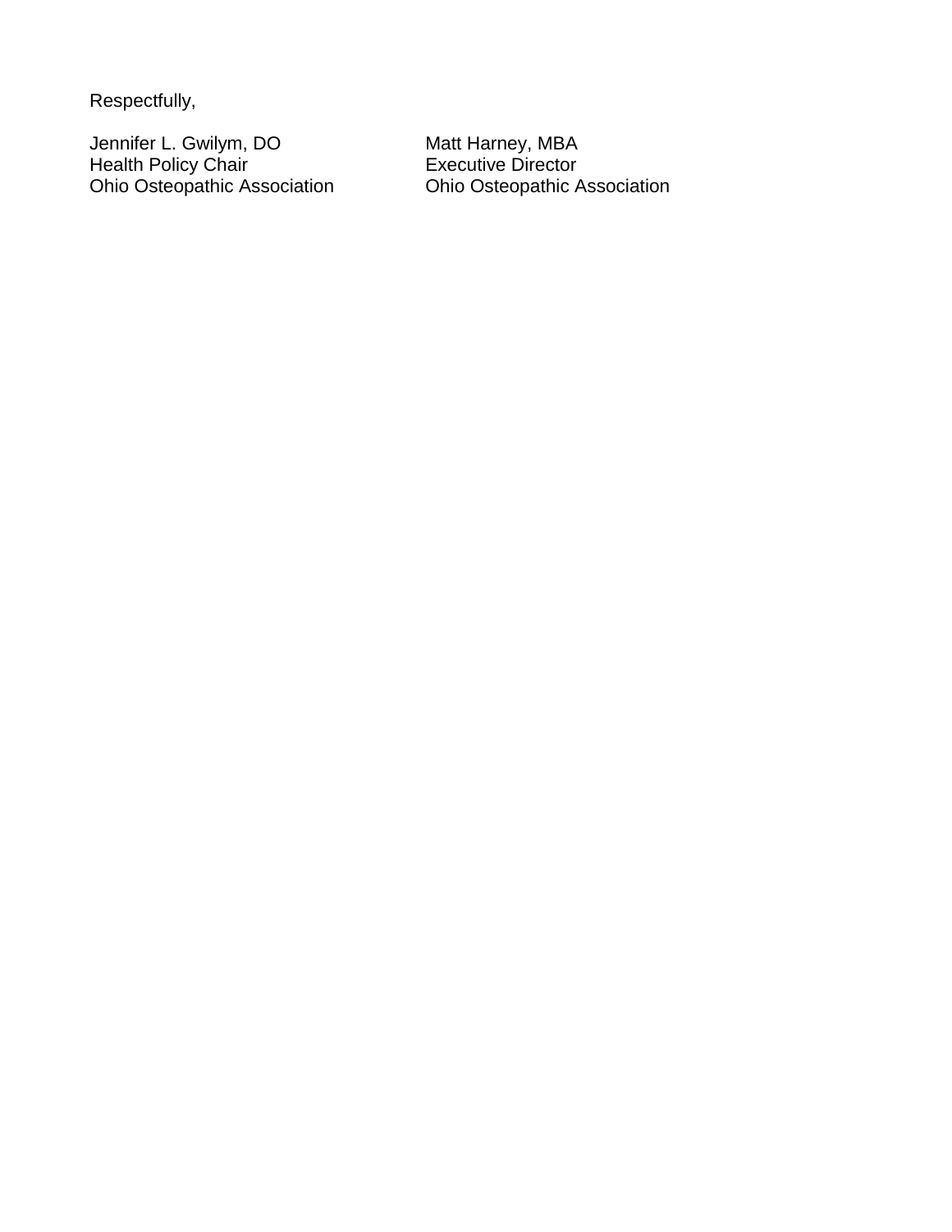Respectfully,

Jennifer L. Gwilym, DO
Health Policy Chair
Ohio Osteopathic Association

Matt Harney, MBA
Executive Director
Ohio Osteopathic Association